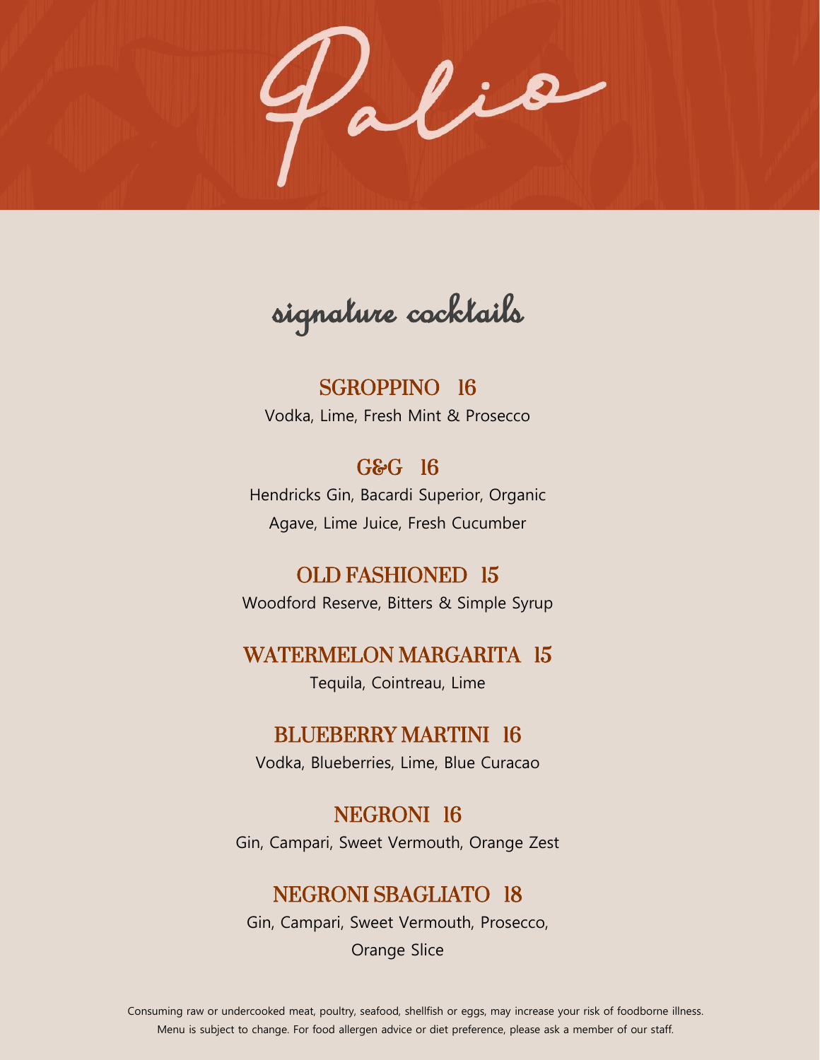# Palio

## signature cocktails

### SGROPPINO 16
Vodka, Lime, Fresh Mint & Prosecco

### G&G 16
Hendricks Gin, Bacardi Superior, Organic Agave, Lime Juice, Fresh Cucumber

### OLD FASHIONED 15
Woodford Reserve, Bitters & Simple Syrup

### WATERMELON MARGARITA 15
Tequila, Cointreau, Lime

### BLUEBERRY MARTINI 16
Vodka, Blueberries, Lime, Blue Curacao

### NEGRONI 16
Gin, Campari, Sweet Vermouth, Orange Zest

### NEGRONI SBAGLIATO 18
Gin, Campari, Sweet Vermouth, Prosecco, Orange Slice

Consuming raw or undercooked meat, poultry, seafood, shellfish or eggs, may increase your risk of foodborne illness. Menu is subject to change. For food allergen advice or diet preference, please ask a member of our staff.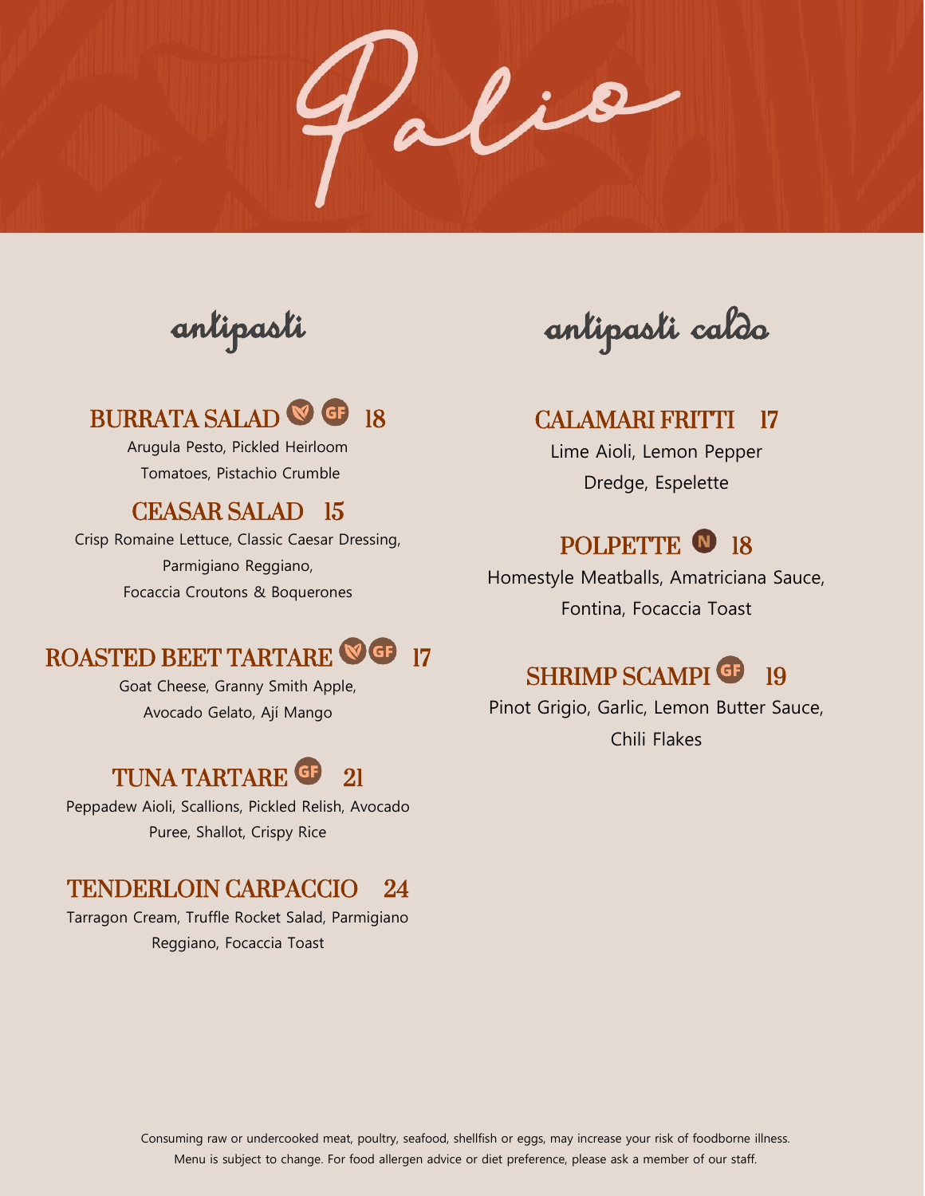# Palio

## antipasti

### BURRATA SALAD (V) (GF) 18

Arugula Pesto, Pickled Heirloom Tomatoes, Pistachio Crumble

### CEASAR SALAD 15

Crisp Romaine Lettuce, Classic Caesar Dressing, Parmigiano Reggiano, Focaccia Croutons & Boquerones

### ROASTED BEET TARTARE (V) (GF) 17

Goat Cheese, Granny Smith Apple, Avocado Gelato, Ají Mango

### TUNA TARTARE (GF) 21

Peppadew Aioli, Scallions, Pickled Relish, Avocado Puree, Shallot, Crispy Rice

### TENDERLOIN CARPACCIO 24

Tarragon Cream, Truffle Rocket Salad, Parmigiano Reggiano, Focaccia Toast

## antipasti caldo

### CALAMARI FRITTI 17

Lime Aioli, Lemon Pepper Dredge, Espelette

### POLPETTE (N) 18

Homestyle Meatballs, Amatriciana Sauce, Fontina, Focaccia Toast

### SHRIMP SCAMPI (GF) 19

Pinot Grigio, Garlic, Lemon Butter Sauce, Chili Flakes

Consuming raw or undercooked meat, poultry, seafood, shellfish or eggs, may increase your risk of foodborne illness. Menu is subject to change. For food allergen advice or diet preference, please ask a member of our staff.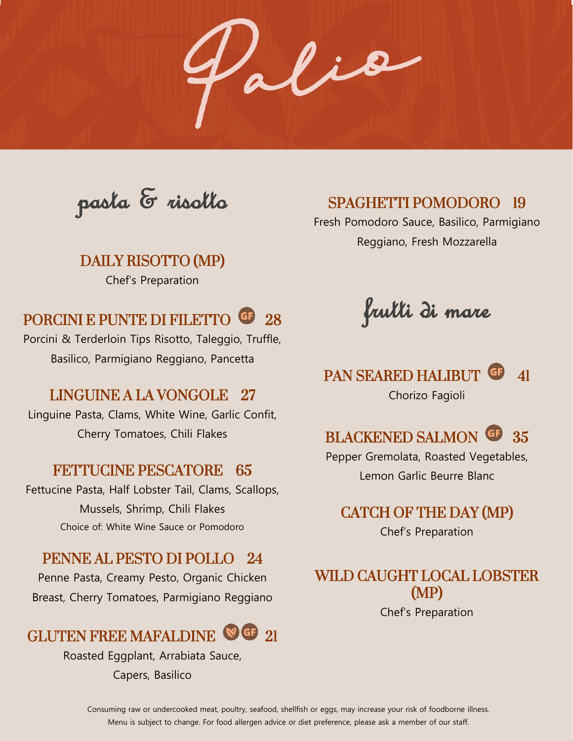# Palio

## pasta & risotto

### DAILY RISOTTO (MP)

Chef's Preparation

### PORCINI E PUNTE DI FILETTO (GF) 28

Porcini & Terderloin Tips Risotto, Taleggio, Truffle, Basilico, Parmigiano Reggiano, Pancetta

### LINGUINE A LA VONGOLE 27

Linguine Pasta, Clams, White Wine, Garlic Confit, Cherry Tomatoes, Chili Flakes

### FETTUCINE PESCATORE 65

Fettucine Pasta, Half Lobster Tail, Clams, Scallops, Mussels, Shrimp, Chili Flakes

Choice of: White Wine Sauce or Pomodoro

### PENNE AL PESTO DI POLLO 24

Penne Pasta, Creamy Pesto, Organic Chicken Breast, Cherry Tomatoes, Parmigiano Reggiano

### GLUTEN FREE MAFALDINE (V) (GF) 21

Roasted Eggplant, Arrabiata Sauce, Capers, Basilico

### SPAGHETTI POMODORO 19

Fresh Pomodoro Sauce, Basilico, Parmigiano Reggiano, Fresh Mozzarella

## frutti di mare

### PAN SEARED HALIBUT (GF) 41

Chorizo Fagioli

### BLACKENED SALMON (GF) 35

Pepper Gremolata, Roasted Vegetables, Lemon Garlic Beurre Blanc

### CATCH OF THE DAY (MP)

Chef's Preparation

### WILD CAUGHT LOCAL LOBSTER (MP)

Chef's Preparation

Consuming raw or undercooked meat, poultry, seafood, shellfish or eggs, may increase your risk of foodborne illness.
Menu is subject to change. For food allergen advice or diet preference, please ask a member of our staff.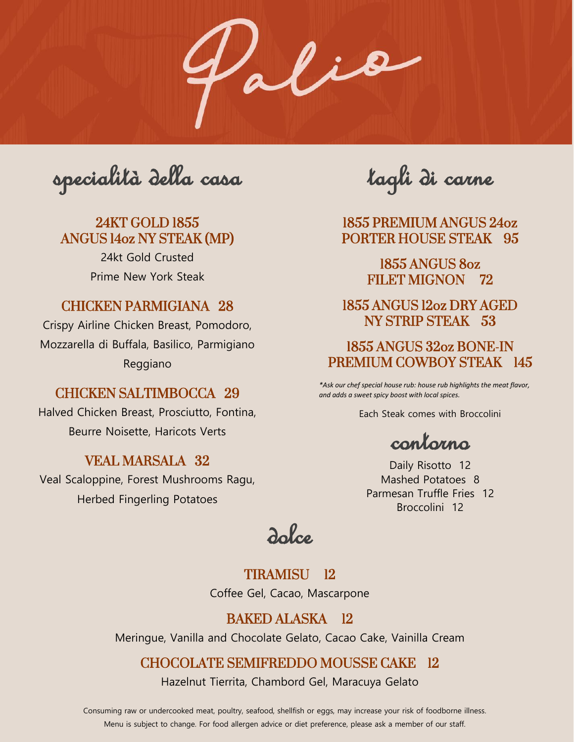# Palio

## specialità della casa

### 24KT GOLD 1855 ANGUS 14oz NY STEAK (MP)

24kt Gold Crusted
Prime New York Steak

### CHICKEN PARMIGIANA 28

Crispy Airline Chicken Breast, Pomodoro, Mozzarella di Buffala, Basilico, Parmigiano Reggiano

### CHICKEN SALTIMBOCCA 29

Halved Chicken Breast, Prosciutto, Fontina, Beurre Noisette, Haricots Verts

### VEAL MARSALA 32

Veal Scaloppine, Forest Mushrooms Ragu, Herbed Fingerling Potatoes

## tagli di carne

### 1855 PREMIUM ANGUS 24oz PORTER HOUSE STEAK 95

### 1855 ANGUS 8oz FILET MIGNON 72

### 1855 ANGUS 12oz DRY AGED NY STRIP STEAK 53

### 1855 ANGUS 32oz BONE-IN PREMIUM COWBOY STEAK 145

*\*Ask our chef special house rub: house rub highlights the meat flavor, and adds a sweet spicy boost with local spices.*

Each Steak comes with Broccolini

## contorno

Daily Risotto 12
Mashed Potatoes 8
Parmesan Truffle Fries 12
Broccolini 12

## dolce

### TIRAMISU 12

Coffee Gel, Cacao, Mascarpone

### BAKED ALASKA 12

Meringue, Vanilla and Chocolate Gelato, Cacao Cake, Vainilla Cream

### CHOCOLATE SEMIFREDDO MOUSSE CAKE 12

Hazelnut Tierrita, Chambord Gel, Maracuya Gelato

Consuming raw or undercooked meat, poultry, seafood, shellfish or eggs, may increase your risk of foodborne illness.
Menu is subject to change. For food allergen advice or diet preference, please ask a member of our staff.